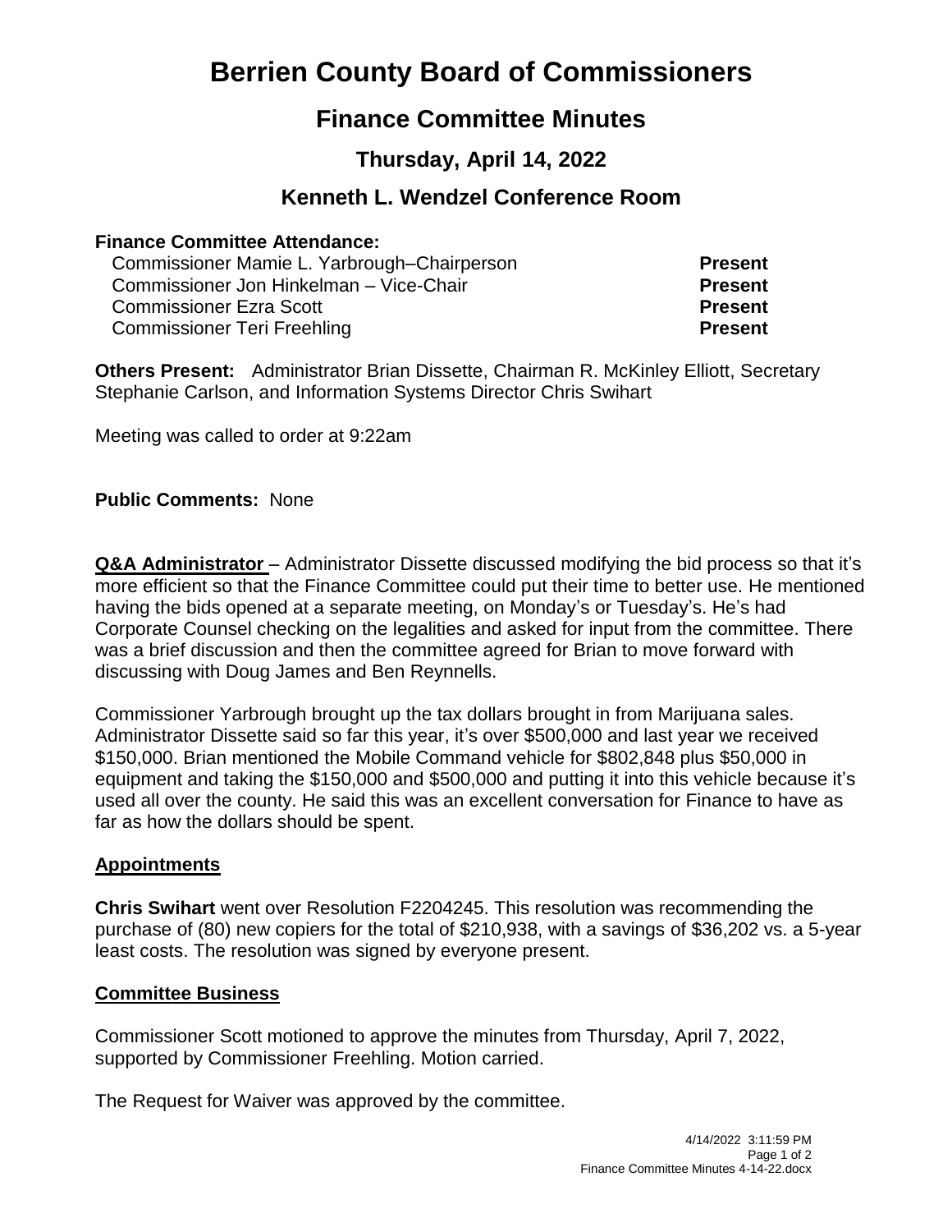# Berrien County Board of Commissioners

## Finance Committee Minutes

### Thursday, April 14, 2022

### Kenneth L. Wendzel Conference Room

**Finance Committee Attendance:**

| | |
|---|---|
| Commissioner Mamie L. Yarbrough–Chairperson | **Present** |
| Commissioner Jon Hinkelman – Vice-Chair | **Present** |
| Commissioner Ezra Scott | **Present** |
| Commissioner Teri Freehling | **Present** |

**Others Present:** Administrator Brian Dissette, Chairman R. McKinley Elliott, Secretary Stephanie Carlson, and Information Systems Director Chris Swihart

Meeting was called to order at 9:22am

**Public Comments:** None

**Q&A Administrator** – Administrator Dissette discussed modifying the bid process so that it's more efficient so that the Finance Committee could put their time to better use. He mentioned having the bids opened at a separate meeting, on Monday's or Tuesday's. He's had Corporate Counsel checking on the legalities and asked for input from the committee. There was a brief discussion and then the committee agreed for Brian to move forward with discussing with Doug James and Ben Reynnells.

Commissioner Yarbrough brought up the tax dollars brought in from Marijuana sales. Administrator Dissette said so far this year, it's over $500,000 and last year we received $150,000. Brian mentioned the Mobile Command vehicle for $802,848 plus $50,000 in equipment and taking the $150,000 and $500,000 and putting it into this vehicle because it's used all over the county. He said this was an excellent conversation for Finance to have as far as how the dollars should be spent.

**Appointments**

**Chris Swihart** went over Resolution F2204245. This resolution was recommending the purchase of (80) new copiers for the total of $210,938, with a savings of $36,202 vs. a 5-year least costs. The resolution was signed by everyone present.

**Committee Business**

Commissioner Scott motioned to approve the minutes from Thursday, April 7, 2022, supported by Commissioner Freehling. Motion carried.

The Request for Waiver was approved by the committee.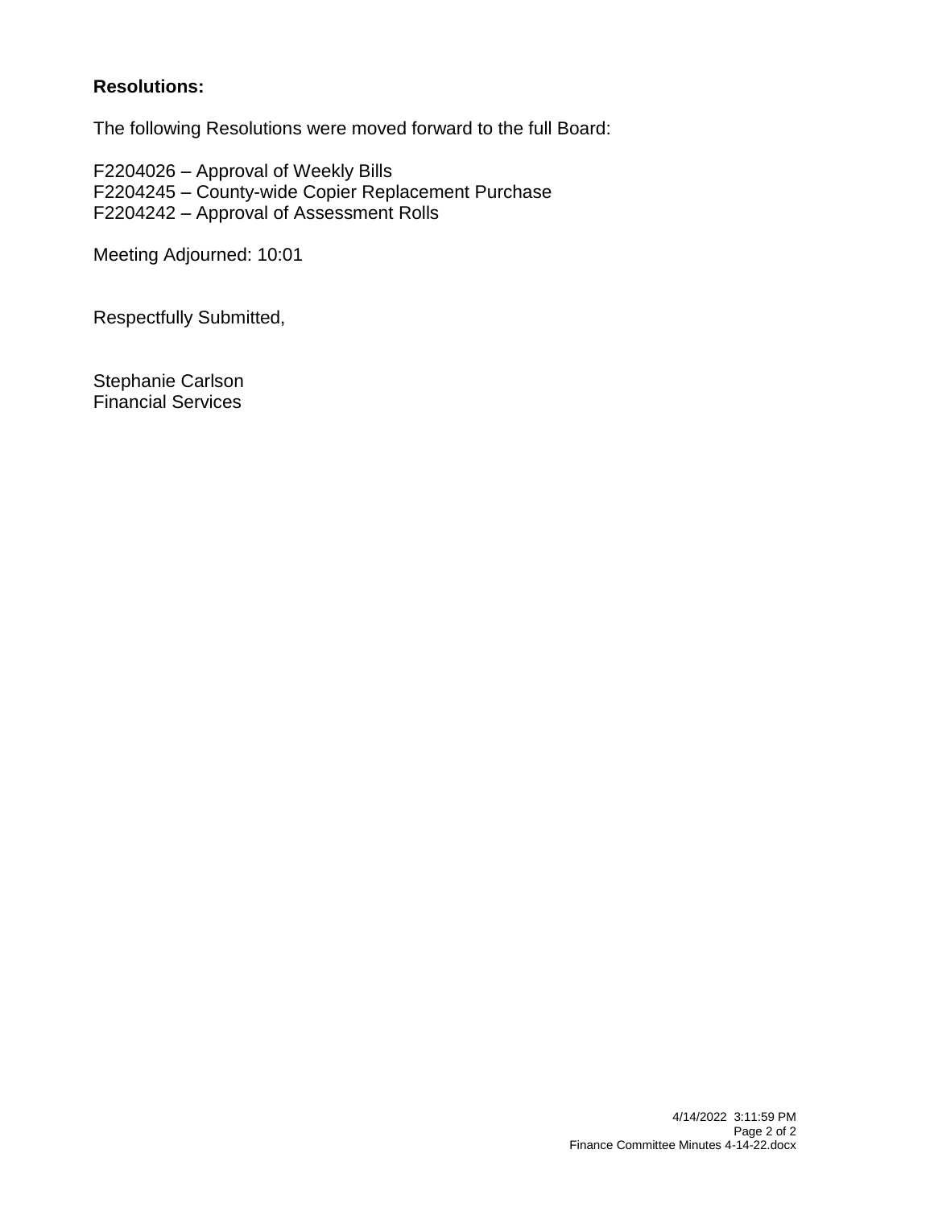**Resolutions:**

The following Resolutions were moved forward to the full Board:

F2204026 – Approval of Weekly Bills
F2204245 – County-wide Copier Replacement Purchase
F2204242 – Approval of Assessment Rolls

Meeting Adjourned: 10:01

Respectfully Submitted,

Stephanie Carlson
Financial Services